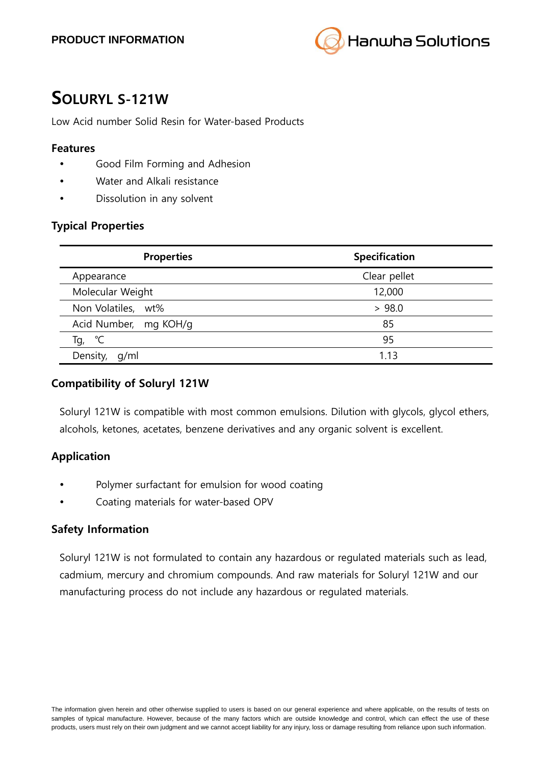PRODUCT INFORMATION

# SOLURYL S-121W

Low Acid number Solid Resin for Water-based Products

### Features

- Good Film Forming and Adhesion
- Water and Alkali resistance
- Dissolution in any solvent

### Typical Properties

| Properties | Specification |
|---|---|
| Appearance | Clear pellet |
| Molecular Weight | 12,000 |
| Non Volatiles, wt% | > 98.0 |
| Acid Number, mg KOH/g | 85 |
| Tg, ℃ | 95 |
| Density, g/ml | 1.13 |

### Compatibility of Soluryl 121W

Soluryl 121W is compatible with most common emulsions. Dilution with glycols, glycol ethers, alcohols, ketones, acetates, benzene derivatives and any organic solvent is excellent.

### Application

- Polymer surfactant for emulsion for wood coating
- Coating materials for water-based OPV

### Safety Information

Soluryl 121W is not formulated to contain any hazardous or regulated materials such as lead, cadmium, mercury and chromium compounds. And raw materials for Soluryl 121W and our manufacturing process do not include any hazardous or regulated materials.

The information given herein and other otherwise supplied to users is based on our general experience and where applicable, on the results of tests on samples of typical manufacture. However, because of the many factors which are outside knowledge and control, which can effect the use of these products, users must rely on their own judgment and we cannot accept liability for any injury, loss or damage resulting from reliance upon such information.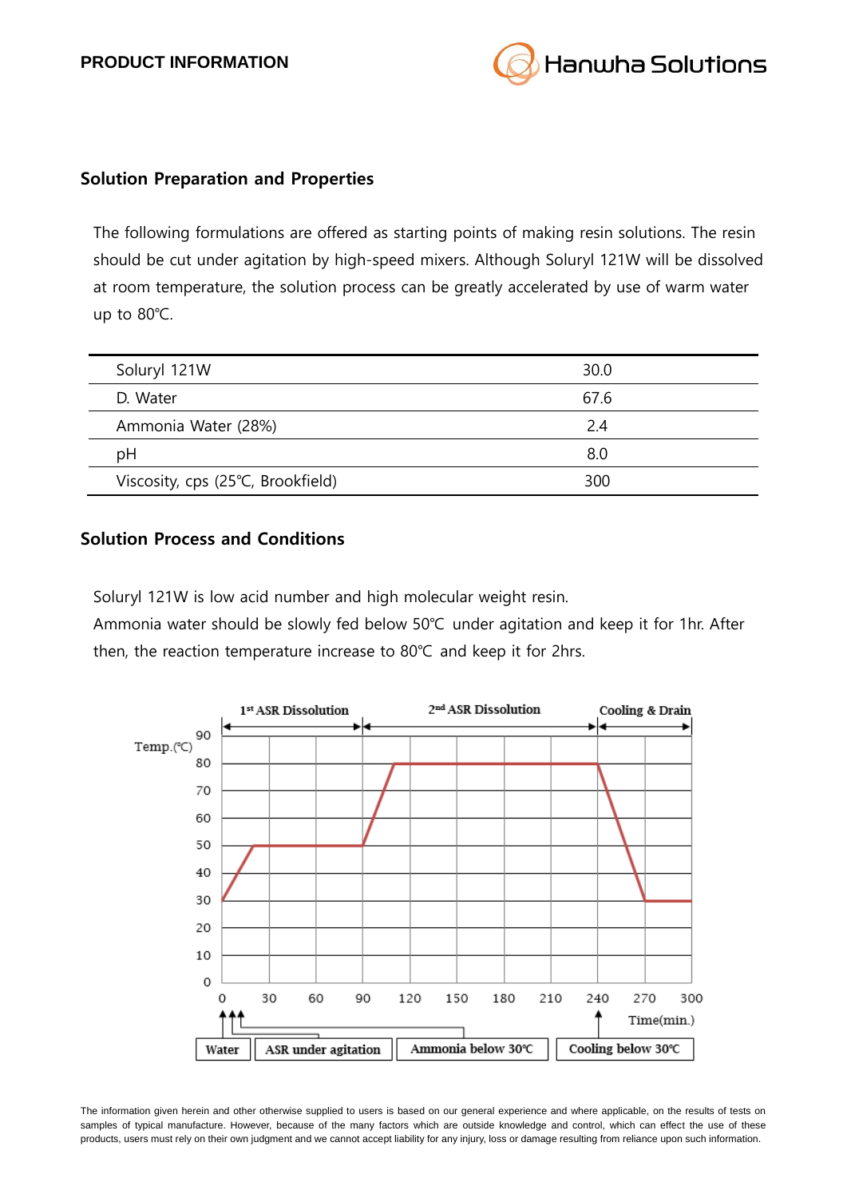## Solution Preparation and Properties

The following formulations are offered as starting points of making resin solutions. The resin should be cut under agitation by high-speed mixers. Although Soluryl 121W will be dissolved at room temperature, the solution process can be greatly accelerated by use of warm water up to 80℃.

| | |
|---|---|
| Soluryl 121W | 30.0 |
| D. Water | 67.6 |
| Ammonia Water (28%) | 2.4 |
| pH | 8.0 |
| Viscosity, cps (25℃, Brookfield) | 300 |

## Solution Process and Conditions

Soluryl 121W is low acid number and high molecular weight resin.
Ammonia water should be slowly fed below 50℃ under agitation and keep it for 1hr. After then, the reaction temperature increase to 80℃ and keep it for 2hrs.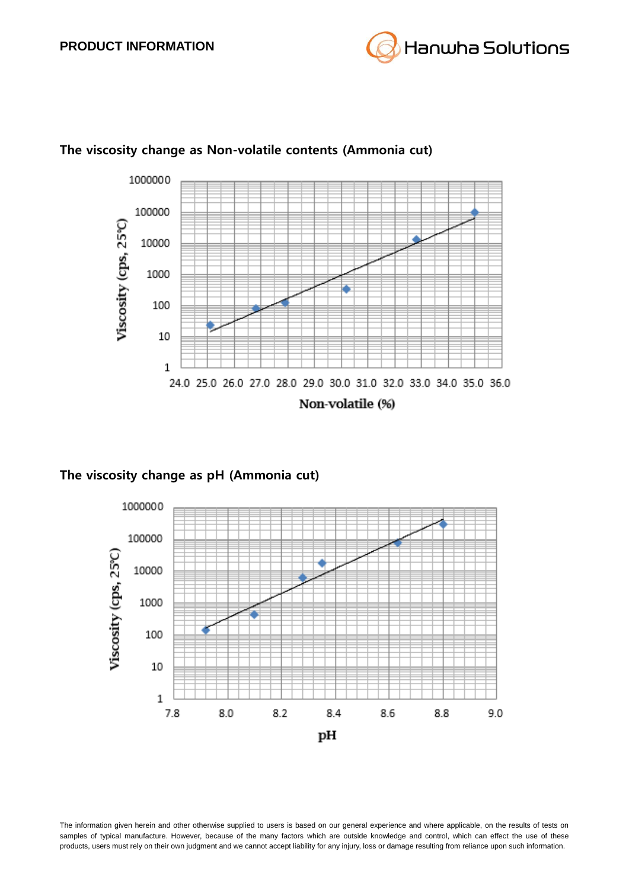PRODUCT INFORMATION

## The viscosity change as Non-volatile contents (Ammonia cut)

Viscosity (cps, 25℃)

1000000
100000
10000
1000
100
10
1

24.0 25.0 26.0 27.0 28.0 29.0 30.0 31.0 32.0 33.0 34.0 35.0 36.0

Non-volatile (%)

## The viscosity change as pH (Ammonia cut)

Viscosity (cps, 25℃)

1000000
100000
10000
1000
100
10
1

7.8 8.0 8.2 8.4 8.6 8.8 9.0

pH

The information given herein and other otherwise supplied to users is based on our general experience and where applicable, on the results of tests on samples of typical manufacture. However, because of the many factors which are outside knowledge and control, which can effect the use of these products, users must rely on their own judgment and we cannot accept liability for any injury, loss or damage resulting from reliance upon such information.